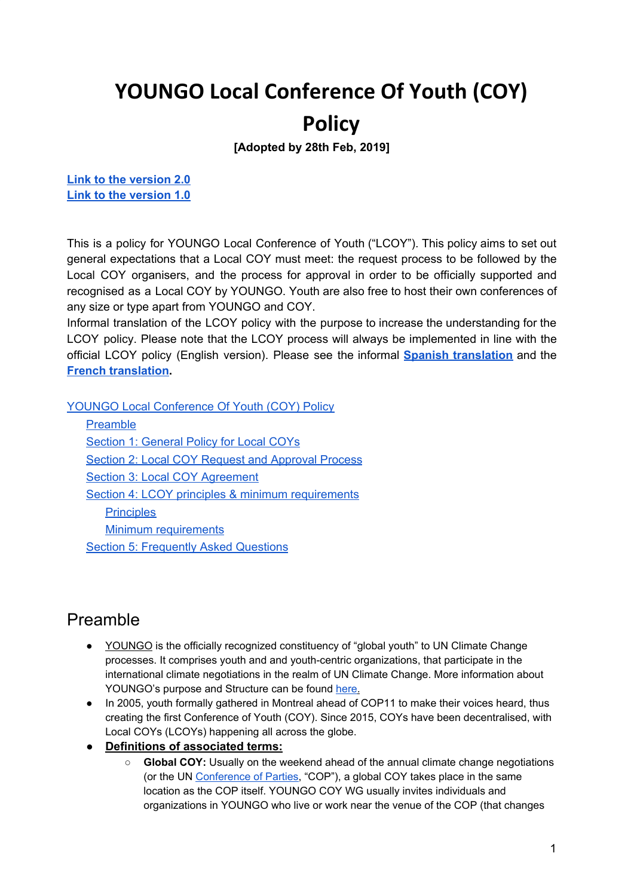# YOUNGO Local Conference Of Youth (COY) Policy

**[Adopted by 28th Feb, 2019]**

**Link to the version 2.0**
**Link to the version 1.0**

This is a policy for YOUNGO Local Conference of Youth ("LCOY"). This policy aims to set out general expectations that a Local COY must meet: the request process to be followed by the Local COY organisers, and the process for approval in order to be officially supported and recognised as a Local COY by YOUNGO. Youth are also free to host their own conferences of any size or type apart from YOUNGO and COY.
Informal translation of the LCOY policy with the purpose to increase the understanding for the LCOY policy. Please note that the LCOY process will always be implemented in line with the official LCOY policy (English version). Please see the informal **Spanish translation** and the **French translation**.

- YOUNGO Local Conference Of Youth (COY) Policy
  - Preamble
  - Section 1: General Policy for Local COYs
  - Section 2: Local COY Request and Approval Process
  - Section 3: Local COY Agreement
  - Section 4: LCOY principles & minimum requirements
    - Principles
    - Minimum requirements
  - Section 5: Frequently Asked Questions

## Preamble

- YOUNGO is the officially recognized constituency of "global youth" to UN Climate Change processes. It comprises youth and and youth-centric organizations, that participate in the international climate negotiations in the realm of UN Climate Change. More information about YOUNGO's purpose and Structure can be found here.
- In 2005, youth formally gathered in Montreal ahead of COP11 to make their voices heard, thus creating the first Conference of Youth (COY). Since 2015, COYs have been decentralised, with Local COYs (LCOYs) happening all across the globe.
- **Definitions of associated terms:**
  - **Global COY:** Usually on the weekend ahead of the annual climate change negotiations (or the UN Conference of Parties, "COP"), a global COY takes place in the same location as the COP itself. YOUNGO COY WG usually invites individuals and organizations in YOUNGO who live or work near the venue of the COP (that changes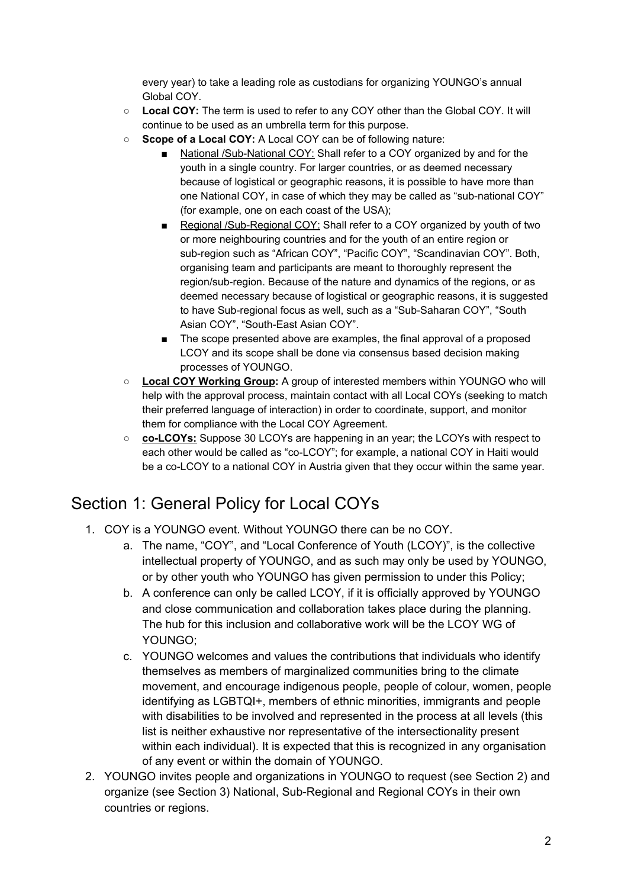every year) to take a leading role as custodians for organizing YOUNGO's annual Global COY.

- **Local COY:** The term is used to refer to any COY other than the Global COY. It will continue to be used as an umbrella term for this purpose.
- **Scope of a Local COY:** A Local COY can be of following nature:
  - National /Sub-National COY: Shall refer to a COY organized by and for the youth in a single country. For larger countries, or as deemed necessary because of logistical or geographic reasons, it is possible to have more than one National COY, in case of which they may be called as "sub-national COY" (for example, one on each coast of the USA);
  - Regional /Sub-Regional COY: Shall refer to a COY organized by youth of two or more neighbouring countries and for the youth of an entire region or sub-region such as "African COY", "Pacific COY", "Scandinavian COY". Both, organising team and participants are meant to thoroughly represent the region/sub-region. Because of the nature and dynamics of the regions, or as deemed necessary because of logistical or geographic reasons, it is suggested to have Sub-regional focus as well, such as a "Sub-Saharan COY", "South Asian COY", "South-East Asian COY".
  - The scope presented above are examples, the final approval of a proposed LCOY and its scope shall be done via consensus based decision making processes of YOUNGO.
- **Local COY Working Group:** A group of interested members within YOUNGO who will help with the approval process, maintain contact with all Local COYs (seeking to match their preferred language of interaction) in order to coordinate, support, and monitor them for compliance with the Local COY Agreement.
- **co-LCOYs:** Suppose 30 LCOYs are happening in an year; the LCOYs with respect to each other would be called as "co-LCOY"; for example, a national COY in Haiti would be a co-LCOY to a national COY in Austria given that they occur within the same year.

## Section 1: General Policy for Local COYs

1. COY is a YOUNGO event. Without YOUNGO there can be no COY.
   a. The name, "COY", and "Local Conference of Youth (LCOY)", is the collective intellectual property of YOUNGO, and as such may only be used by YOUNGO, or by other youth who YOUNGO has given permission to under this Policy;
   b. A conference can only be called LCOY, if it is officially approved by YOUNGO and close communication and collaboration takes place during the planning. The hub for this inclusion and collaborative work will be the LCOY WG of YOUNGO;
   c. YOUNGO welcomes and values the contributions that individuals who identify themselves as members of marginalized communities bring to the climate movement, and encourage indigenous people, people of colour, women, people identifying as LGBTQI+, members of ethnic minorities, immigrants and people with disabilities to be involved and represented in the process at all levels (this list is neither exhaustive nor representative of the intersectionality present within each individual). It is expected that this is recognized in any organisation of any event or within the domain of YOUNGO.
2. YOUNGO invites people and organizations in YOUNGO to request (see Section 2) and organize (see Section 3) National, Sub-Regional and Regional COYs in their own countries or regions.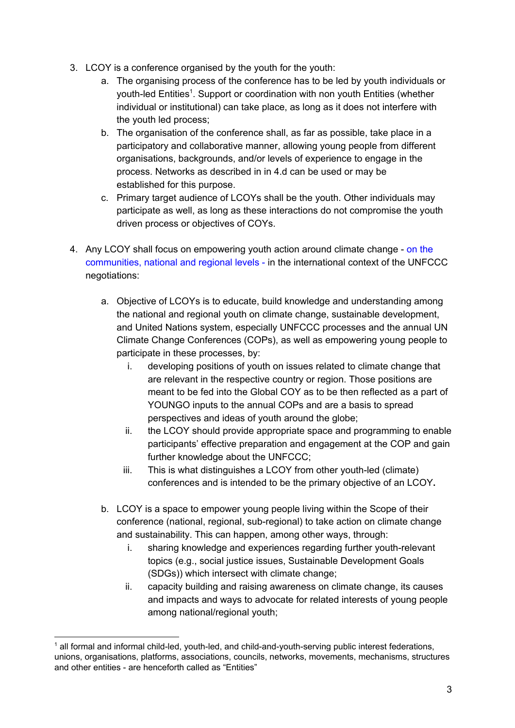3. LCOY is a conference organised by the youth for the youth:
    a. The organising process of the conference has to be led by youth individuals or youth-led Entities[1]. Support or coordination with non youth Entities (whether individual or institutional) can take place, as long as it does not interfere with the youth led process;
    b. The organisation of the conference shall, as far as possible, take place in a participatory and collaborative manner, allowing young people from different organisations, backgrounds, and/or levels of experience to engage in the process. Networks as described in in 4.d can be used or may be established for this purpose.
    c. Primary target audience of LCOYs shall be the youth. Other individuals may participate as well, as long as these interactions do not compromise the youth driven process or objectives of COYs.

4. Any LCOY shall focus on empowering youth action around climate change - on the communities, national and regional levels - in the international context of the UNFCCC negotiations:

    a. Objective of LCOYs is to educate, build knowledge and understanding among the national and regional youth on climate change, sustainable development, and United Nations system, especially UNFCCC processes and the annual UN Climate Change Conferences (COPs), as well as empowering young people to participate in these processes, by:
        i. developing positions of youth on issues related to climate change that are relevant in the respective country or region. Those positions are meant to be fed into the Global COY as to be then reflected as a part of YOUNGO inputs to the annual COPs and are a basis to spread perspectives and ideas of youth around the globe;
        ii. the LCOY should provide appropriate space and programming to enable participants' effective preparation and engagement at the COP and gain further knowledge about the UNFCCC;
        iii. This is what distinguishes a LCOY from other youth-led (climate) conferences and is intended to be the primary objective of an LCOY**.**

    b. LCOY is a space to empower young people living within the Scope of their conference (national, regional, sub-regional) to take action on climate change and sustainability. This can happen, among other ways, through:
        i. sharing knowledge and experiences regarding further youth-relevant topics (e.g., social justice issues, Sustainable Development Goals (SDGs)) which intersect with climate change;
        ii. capacity building and raising awareness on climate change, its causes and impacts and ways to advocate for related interests of young people among national/regional youth;

[1] all formal and informal child-led, youth-led, and child-and-youth-serving public interest federations, unions, organisations, platforms, associations, councils, networks, movements, mechanisms, structures and other entities - are henceforth called as "Entities"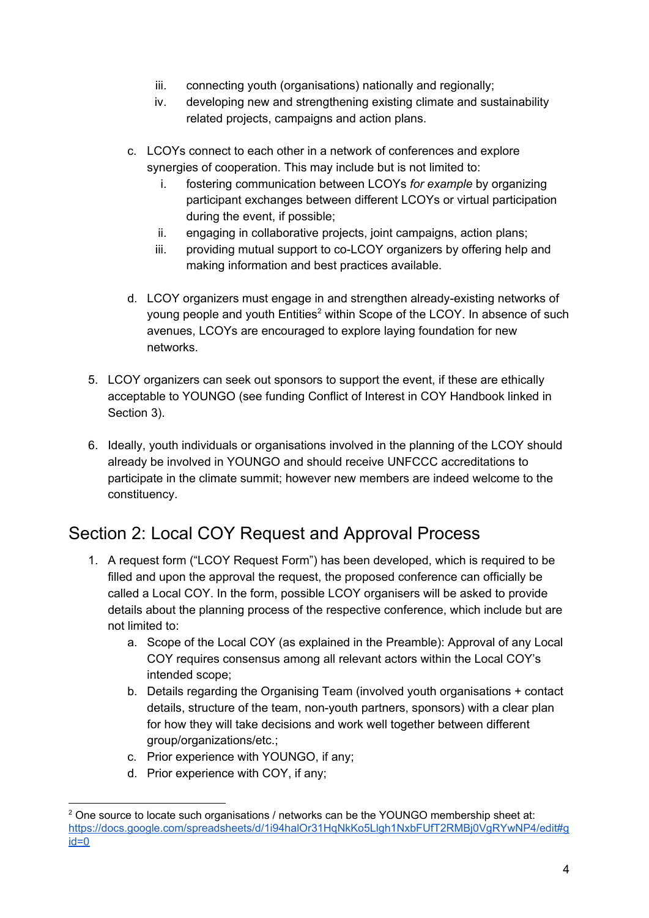iii. connecting youth (organisations) nationally and regionally;
   iv. developing new and strengthening existing climate and sustainability related projects, campaigns and action plans.

c. LCOYs connect to each other in a network of conferences and explore synergies of cooperation. This may include but is not limited to:
   i. fostering communication between LCOYs *for example* by organizing participant exchanges between different LCOYs or virtual participation during the event, if possible;
   ii. engaging in collaborative projects, joint campaigns, action plans;
   iii. providing mutual support to co-LCOY organizers by offering help and making information and best practices available.

d. LCOY organizers must engage in and strengthen already-existing networks of young people and youth Entities[2] within Scope of the LCOY. In absence of such avenues, LCOYs are encouraged to explore laying foundation for new networks.

5. LCOY organizers can seek out sponsors to support the event, if these are ethically acceptable to YOUNGO (see funding Conflict of Interest in COY Handbook linked in Section 3).

6. Ideally, youth individuals or organisations involved in the planning of the LCOY should already be involved in YOUNGO and should receive UNFCCC accreditations to participate in the climate summit; however new members are indeed welcome to the constituency.

## Section 2: Local COY Request and Approval Process

1. A request form ("LCOY Request Form") has been developed, which is required to be filled and upon the approval the request, the proposed conference can officially be called a Local COY. In the form, possible LCOY organisers will be asked to provide details about the planning process of the respective conference, which include but are not limited to:
   a. Scope of the Local COY (as explained in the Preamble): Approval of any Local COY requires consensus among all relevant actors within the Local COY's intended scope;
   b. Details regarding the Organising Team (involved youth organisations + contact details, structure of the team, non-youth partners, sponsors) with a clear plan for how they will take decisions and work well together between different group/organizations/etc.;
   c. Prior experience with YOUNGO, if any;
   d. Prior experience with COY, if any;

---

[2] One source to locate such organisations / networks can be the YOUNGO membership sheet at: https://docs.google.com/spreadsheets/d/1i94halOr31HqNkKo5Llgh1NxbFUfT2RMBj0VgRYwNP4/edit#gid=0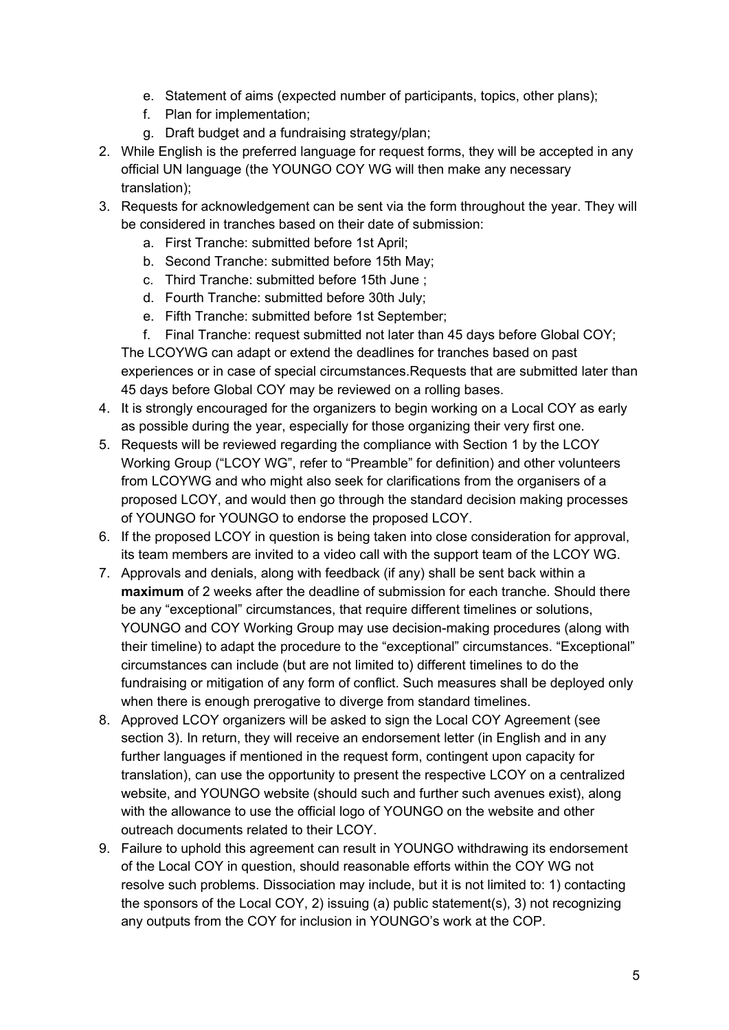e. Statement of aims (expected number of participants, topics, other plans);
   f. Plan for implementation;
   g. Draft budget and a fundraising strategy/plan;
2. While English is the preferred language for request forms, they will be accepted in any official UN language (the YOUNGO COY WG will then make any necessary translation);
3. Requests for acknowledgement can be sent via the form throughout the year. They will be considered in tranches based on their date of submission:
   a. First Tranche: submitted before 1st April;
   b. Second Tranche: submitted before 15th May;
   c. Third Tranche: submitted before 15th June ;
   d. Fourth Tranche: submitted before 30th July;
   e. Fifth Tranche: submitted before 1st September;
   f. Final Tranche: request submitted not later than 45 days before Global COY;

   The LCOYWG can adapt or extend the deadlines for tranches based on past experiences or in case of special circumstances.Requests that are submitted later than 45 days before Global COY may be reviewed on a rolling bases.
4. It is strongly encouraged for the organizers to begin working on a Local COY as early as possible during the year, especially for those organizing their very first one.
5. Requests will be reviewed regarding the compliance with Section 1 by the LCOY Working Group ("LCOY WG", refer to "Preamble" for definition) and other volunteers from LCOYWG and who might also seek for clarifications from the organisers of a proposed LCOY, and would then go through the standard decision making processes of YOUNGO for YOUNGO to endorse the proposed LCOY.
6. If the proposed LCOY in question is being taken into close consideration for approval, its team members are invited to a video call with the support team of the LCOY WG.
7. Approvals and denials, along with feedback (if any) shall be sent back within a **maximum** of 2 weeks after the deadline of submission for each tranche. Should there be any "exceptional" circumstances, that require different timelines or solutions, YOUNGO and COY Working Group may use decision-making procedures (along with their timeline) to adapt the procedure to the "exceptional" circumstances. "Exceptional" circumstances can include (but are not limited to) different timelines to do the fundraising or mitigation of any form of conflict. Such measures shall be deployed only when there is enough prerogative to diverge from standard timelines.
8. Approved LCOY organizers will be asked to sign the Local COY Agreement (see section 3). In return, they will receive an endorsement letter (in English and in any further languages if mentioned in the request form, contingent upon capacity for translation), can use the opportunity to present the respective LCOY on a centralized website, and YOUNGO website (should such and further such avenues exist), along with the allowance to use the official logo of YOUNGO on the website and other outreach documents related to their LCOY.
9. Failure to uphold this agreement can result in YOUNGO withdrawing its endorsement of the Local COY in question, should reasonable efforts within the COY WG not resolve such problems. Dissociation may include, but it is not limited to: 1) contacting the sponsors of the Local COY, 2) issuing (a) public statement(s), 3) not recognizing any outputs from the COY for inclusion in YOUNGO's work at the COP.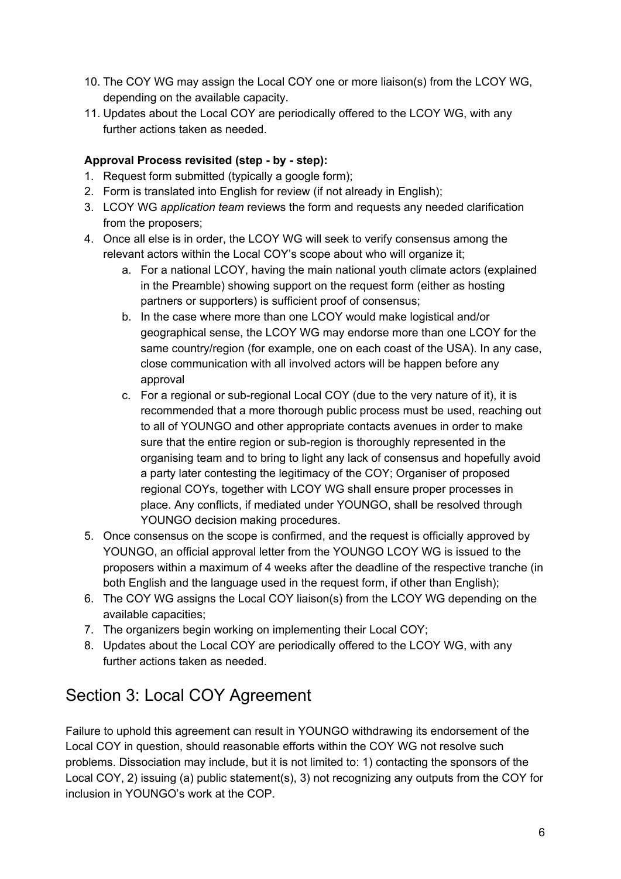10. The COY WG may assign the Local COY one or more liaison(s) from the LCOY WG, depending on the available capacity.
11. Updates about the Local COY are periodically offered to the LCOY WG, with any further actions taken as needed.

**Approval Process revisited (step - by - step):**

1. Request form submitted (typically a google form);
2. Form is translated into English for review (if not already in English);
3. LCOY WG *application team* reviews the form and requests any needed clarification from the proposers;
4. Once all else is in order, the LCOY WG will seek to verify consensus among the relevant actors within the Local COY's scope about who will organize it;
    a. For a national LCOY, having the main national youth climate actors (explained in the Preamble) showing support on the request form (either as hosting partners or supporters) is sufficient proof of consensus;
    b. In the case where more than one LCOY would make logistical and/or geographical sense, the LCOY WG may endorse more than one LCOY for the same country/region (for example, one on each coast of the USA). In any case, close communication with all involved actors will be happen before any approval
    c. For a regional or sub-regional Local COY (due to the very nature of it), it is recommended that a more thorough public process must be used, reaching out to all of YOUNGO and other appropriate contacts avenues in order to make sure that the entire region or sub-region is thoroughly represented in the organising team and to bring to light any lack of consensus and hopefully avoid a party later contesting the legitimacy of the COY; Organiser of proposed regional COYs, together with LCOY WG shall ensure proper processes in place. Any conflicts, if mediated under YOUNGO, shall be resolved through YOUNGO decision making procedures.
5. Once consensus on the scope is confirmed, and the request is officially approved by YOUNGO, an official approval letter from the YOUNGO LCOY WG is issued to the proposers within a maximum of 4 weeks after the deadline of the respective tranche (in both English and the language used in the request form, if other than English);
6. The COY WG assigns the Local COY liaison(s) from the LCOY WG depending on the available capacities;
7. The organizers begin working on implementing their Local COY;
8. Updates about the Local COY are periodically offered to the LCOY WG, with any further actions taken as needed.

## Section 3: Local COY Agreement

Failure to uphold this agreement can result in YOUNGO withdrawing its endorsement of the Local COY in question, should reasonable efforts within the COY WG not resolve such problems. Dissociation may include, but it is not limited to: 1) contacting the sponsors of the Local COY, 2) issuing (a) public statement(s), 3) not recognizing any outputs from the COY for inclusion in YOUNGO's work at the COP.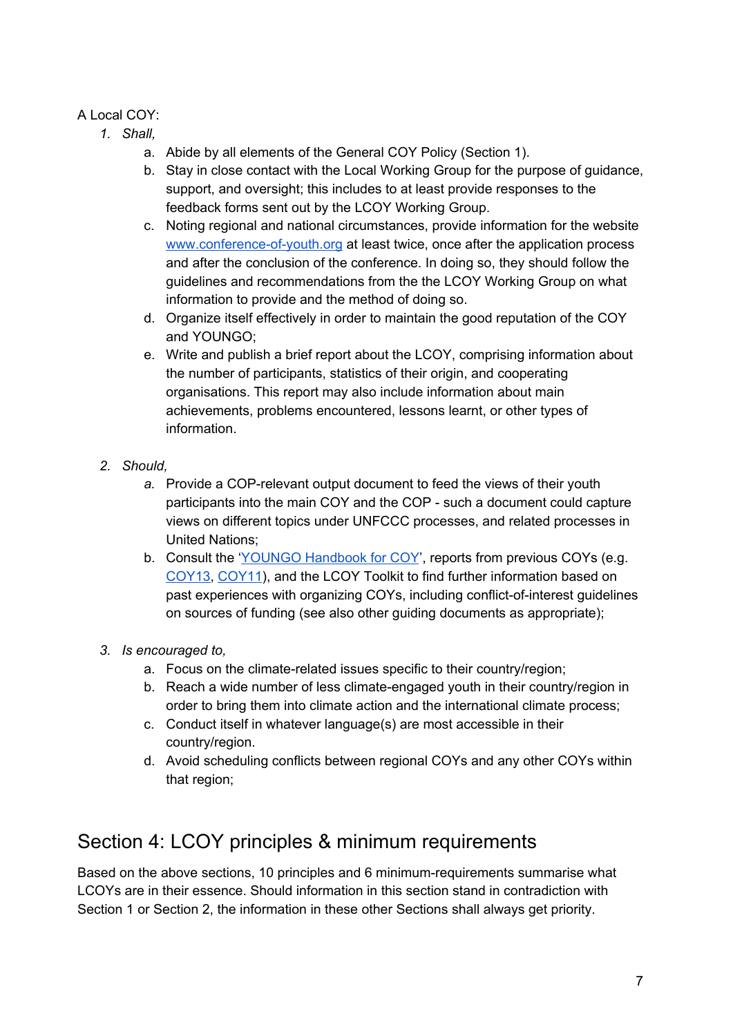A Local COY:

1. *Shall,*
    a. Abide by all elements of the General COY Policy (Section 1).
    b. Stay in close contact with the Local Working Group for the purpose of guidance, support, and oversight; this includes to at least provide responses to the feedback forms sent out by the LCOY Working Group.
    c. Noting regional and national circumstances, provide information for the website [www.conference-of-youth.org](www.conference-of-youth.org) at least twice, once after the application process and after the conclusion of the conference. In doing so, they should follow the guidelines and recommendations from the the LCOY Working Group on what information to provide and the method of doing so.
    d. Organize itself effectively in order to maintain the good reputation of the COY and YOUNGO;
    e. Write and publish a brief report about the LCOY, comprising information about the number of participants, statistics of their origin, and cooperating organisations. This report may also include information about main achievements, problems encountered, lessons learnt, or other types of information.

2. *Should,*
    *a.* Provide a COP-relevant output document to feed the views of their youth participants into the main COY and the COP - such a document could capture views on different topics under UNFCCC processes, and related processes in United Nations;
    b. Consult the '[YOUNGO Handbook for COY](#)', reports from previous COYs (e.g. [COY13](#), [COY11](#)), and the LCOY Toolkit to find further information based on past experiences with organizing COYs, including conflict-of-interest guidelines on sources of funding (see also other guiding documents as appropriate);

3. *Is encouraged to,*
    a. Focus on the climate-related issues specific to their country/region;
    b. Reach a wide number of less climate-engaged youth in their country/region in order to bring them into climate action and the international climate process;
    c. Conduct itself in whatever language(s) are most accessible in their country/region.
    d. Avoid scheduling conflicts between regional COYs and any other COYs within that region;

## Section 4: LCOY principles & minimum requirements

Based on the above sections, 10 principles and 6 minimum-requirements summarise what LCOYs are in their essence. Should information in this section stand in contradiction with Section 1 or Section 2, the information in these other Sections shall always get priority.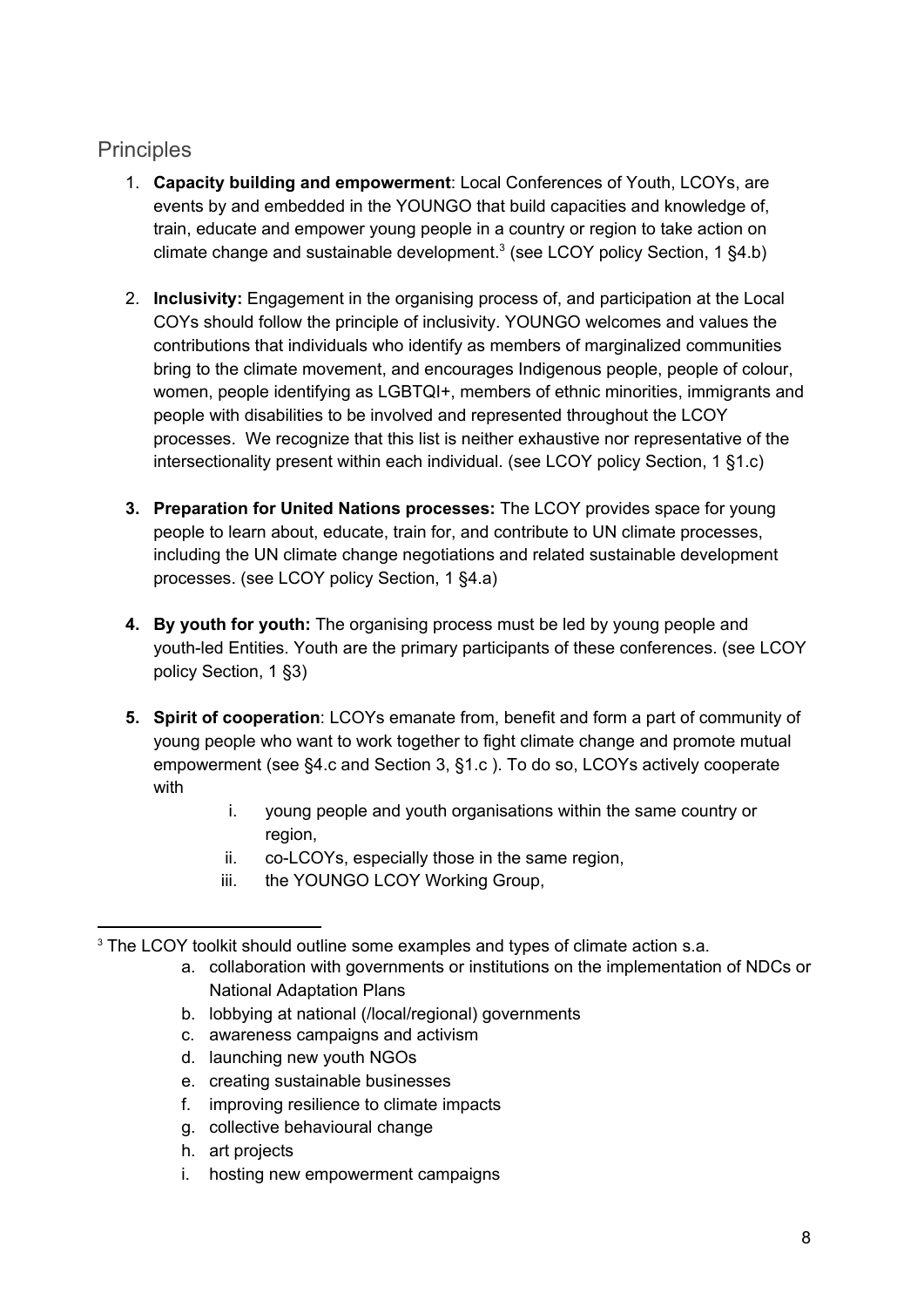## Principles

1. **Capacity building and empowerment**: Local Conferences of Youth, LCOYs, are events by and embedded in the YOUNGO that build capacities and knowledge of, train, educate and empower young people in a country or region to take action on climate change and sustainable development.[3] (see LCOY policy Section, 1 §4.b)

2. **Inclusivity:** Engagement in the organising process of, and participation at the Local COYs should follow the principle of inclusivity. YOUNGO welcomes and values the contributions that individuals who identify as members of marginalized communities bring to the climate movement, and encourages Indigenous people, people of colour, women, people identifying as LGBTQI+, members of ethnic minorities, immigrants and people with disabilities to be involved and represented throughout the LCOY processes. We recognize that this list is neither exhaustive nor representative of the intersectionality present within each individual. (see LCOY policy Section, 1 §1.c)

3. **Preparation for United Nations processes:** The LCOY provides space for young people to learn about, educate, train for, and contribute to UN climate processes, including the UN climate change negotiations and related sustainable development processes. (see LCOY policy Section, 1 §4.a)

4. **By youth for youth:** The organising process must be led by young people and youth-led Entities. Youth are the primary participants of these conferences. (see LCOY policy Section, 1 §3)

5. **Spirit of cooperation**: LCOYs emanate from, benefit and form a part of community of young people who want to work together to fight climate change and promote mutual empowerment (see §4.c and Section 3, §1.c ). To do so, LCOYs actively cooperate with
    i. young people and youth organisations within the same country or region,
    ii. co-LCOYs, especially those in the same region,
    iii. the YOUNGO LCOY Working Group,

---

[3] The LCOY toolkit should outline some examples and types of climate action s.a.

a. collaboration with governments or institutions on the implementation of NDCs or National Adaptation Plans
b. lobbying at national (/local/regional) governments
c. awareness campaigns and activism
d. launching new youth NGOs
e. creating sustainable businesses
f. improving resilience to climate impacts
g. collective behavioural change
h. art projects
i. hosting new empowerment campaigns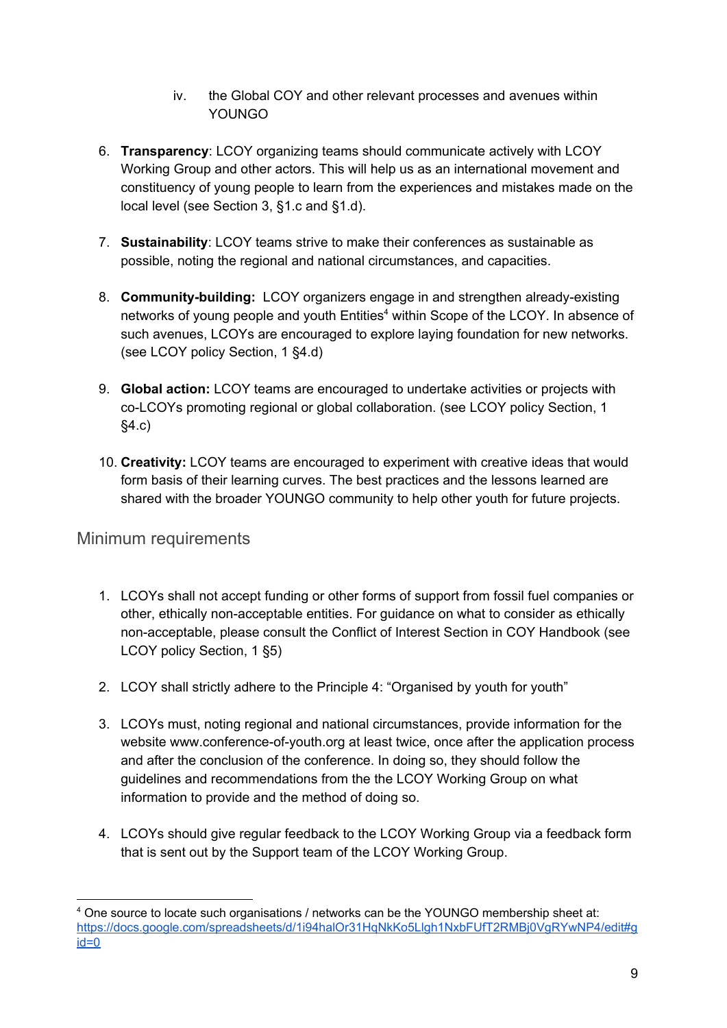iv. the Global COY and other relevant processes and avenues within YOUNGO

6. **Transparency**: LCOY organizing teams should communicate actively with LCOY Working Group and other actors. This will help us as an international movement and constituency of young people to learn from the experiences and mistakes made on the local level (see Section 3, §1.c and §1.d).

7. **Sustainability**: LCOY teams strive to make their conferences as sustainable as possible, noting the regional and national circumstances, and capacities.

8. **Community-building:** LCOY organizers engage in and strengthen already-existing networks of young people and youth Entities[4] within Scope of the LCOY. In absence of such avenues, LCOYs are encouraged to explore laying foundation for new networks. (see LCOY policy Section, 1 §4.d)

9. **Global action:** LCOY teams are encouraged to undertake activities or projects with co-LCOYs promoting regional or global collaboration. (see LCOY policy Section, 1 §4.c)

10. **Creativity:** LCOY teams are encouraged to experiment with creative ideas that would form basis of their learning curves. The best practices and the lessons learned are shared with the broader YOUNGO community to help other youth for future projects.

## Minimum requirements

1. LCOYs shall not accept funding or other forms of support from fossil fuel companies or other, ethically non-acceptable entities. For guidance on what to consider as ethically non-acceptable, please consult the Conflict of Interest Section in COY Handbook (see LCOY policy Section, 1 §5)

2. LCOY shall strictly adhere to the Principle 4: "Organised by youth for youth"

3. LCOYs must, noting regional and national circumstances, provide information for the website www.conference-of-youth.org at least twice, once after the application process and after the conclusion of the conference. In doing so, they should follow the guidelines and recommendations from the the LCOY Working Group on what information to provide and the method of doing so.

4. LCOYs should give regular feedback to the LCOY Working Group via a feedback form that is sent out by the Support team of the LCOY Working Group.

---

[4] One source to locate such organisations / networks can be the YOUNGO membership sheet at: https://docs.google.com/spreadsheets/d/1i94halOr31HqNkKo5Llgh1NxbFUfT2RMBj0VgRYwNP4/edit#gid=0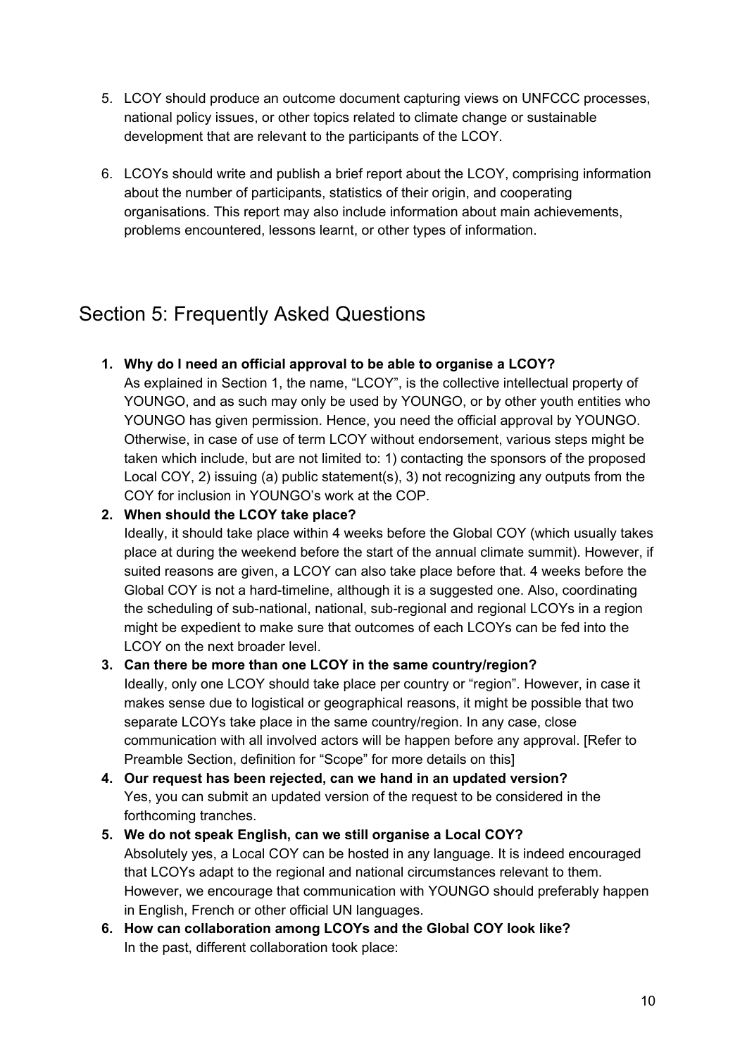5. LCOY should produce an outcome document capturing views on UNFCCC processes, national policy issues, or other topics related to climate change or sustainable development that are relevant to the participants of the LCOY.

6. LCOYs should write and publish a brief report about the LCOY, comprising information about the number of participants, statistics of their origin, and cooperating organisations. This report may also include information about main achievements, problems encountered, lessons learnt, or other types of information.

## Section 5: Frequently Asked Questions

1. **Why do I need an official approval to be able to organise a LCOY?**
   As explained in Section 1, the name, "LCOY", is the collective intellectual property of YOUNGO, and as such may only be used by YOUNGO, or by other youth entities who YOUNGO has given permission. Hence, you need the official approval by YOUNGO. Otherwise, in case of use of term LCOY without endorsement, various steps might be taken which include, but are not limited to: 1) contacting the sponsors of the proposed Local COY, 2) issuing (a) public statement(s), 3) not recognizing any outputs from the COY for inclusion in YOUNGO's work at the COP.
2. **When should the LCOY take place?**
   Ideally, it should take place within 4 weeks before the Global COY (which usually takes place at during the weekend before the start of the annual climate summit). However, if suited reasons are given, a LCOY can also take place before that. 4 weeks before the Global COY is not a hard-timeline, although it is a suggested one. Also, coordinating the scheduling of sub-national, national, sub-regional and regional LCOYs in a region might be expedient to make sure that outcomes of each LCOYs can be fed into the LCOY on the next broader level.
3. **Can there be more than one LCOY in the same country/region?**
   Ideally, only one LCOY should take place per country or "region". However, in case it makes sense due to logistical or geographical reasons, it might be possible that two separate LCOYs take place in the same country/region. In any case, close communication with all involved actors will be happen before any approval. [Refer to Preamble Section, definition for "Scope" for more details on this]
4. **Our request has been rejected, can we hand in an updated version?**
   Yes, you can submit an updated version of the request to be considered in the forthcoming tranches.
5. **We do not speak English, can we still organise a Local COY?**
   Absolutely yes, a Local COY can be hosted in any language. It is indeed encouraged that LCOYs adapt to the regional and national circumstances relevant to them. However, we encourage that communication with YOUNGO should preferably happen in English, French or other official UN languages.
6. **How can collaboration among LCOYs and the Global COY look like?**
   In the past, different collaboration took place: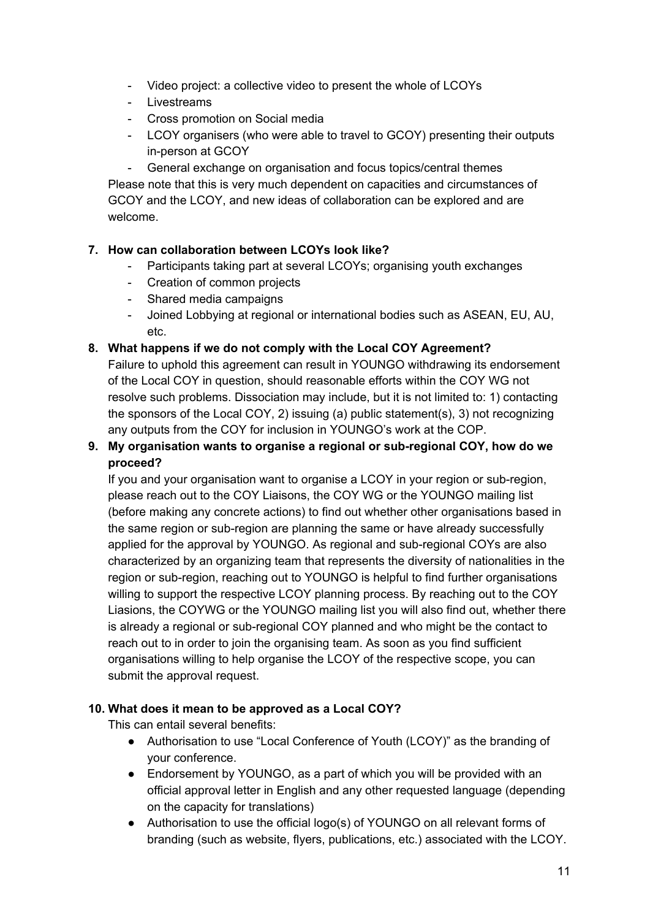- Video project: a collective video to present the whole of LCOYs
- Livestreams
- Cross promotion on Social media
- LCOY organisers (who were able to travel to GCOY) presenting their outputs in-person at GCOY
- General exchange on organisation and focus topics/central themes

Please note that this is very much dependent on capacities and circumstances of GCOY and the LCOY, and new ideas of collaboration can be explored and are welcome.

7. **How can collaboration between LCOYs look like?**
    - Participants taking part at several LCOYs; organising youth exchanges
    - Creation of common projects
    - Shared media campaigns
    - Joined Lobbying at regional or international bodies such as ASEAN, EU, AU, etc.

8. **What happens if we do not comply with the Local COY Agreement?**
    Failure to uphold this agreement can result in YOUNGO withdrawing its endorsement of the Local COY in question, should reasonable efforts within the COY WG not resolve such problems. Dissociation may include, but it is not limited to: 1) contacting the sponsors of the Local COY, 2) issuing (a) public statement(s), 3) not recognizing any outputs from the COY for inclusion in YOUNGO's work at the COP.

9. **My organisation wants to organise a regional or sub-regional COY, how do we proceed?**
    If you and your organisation want to organise a LCOY in your region or sub-region, please reach out to the COY Liaisons, the COY WG or the YOUNGO mailing list (before making any concrete actions) to find out whether other organisations based in the same region or sub-region are planning the same or have already successfully applied for the approval by YOUNGO. As regional and sub-regional COYs are also characterized by an organizing team that represents the diversity of nationalities in the region or sub-region, reaching out to YOUNGO is helpful to find further organisations willing to support the respective LCOY planning process. By reaching out to the COY Liasions, the COYWG or the YOUNGO mailing list you will also find out, whether there is already a regional or sub-regional COY planned and who might be the contact to reach out to in order to join the organising team. As soon as you find sufficient organisations willing to help organise the LCOY of the respective scope, you can submit the approval request.

10. **What does it mean to be approved as a Local COY?**
    This can entail several benefits:
    - Authorisation to use "Local Conference of Youth (LCOY)" as the branding of your conference.
    - Endorsement by YOUNGO, as a part of which you will be provided with an official approval letter in English and any other requested language (depending on the capacity for translations)
    - Authorisation to use the official logo(s) of YOUNGO on all relevant forms of branding (such as website, flyers, publications, etc.) associated with the LCOY.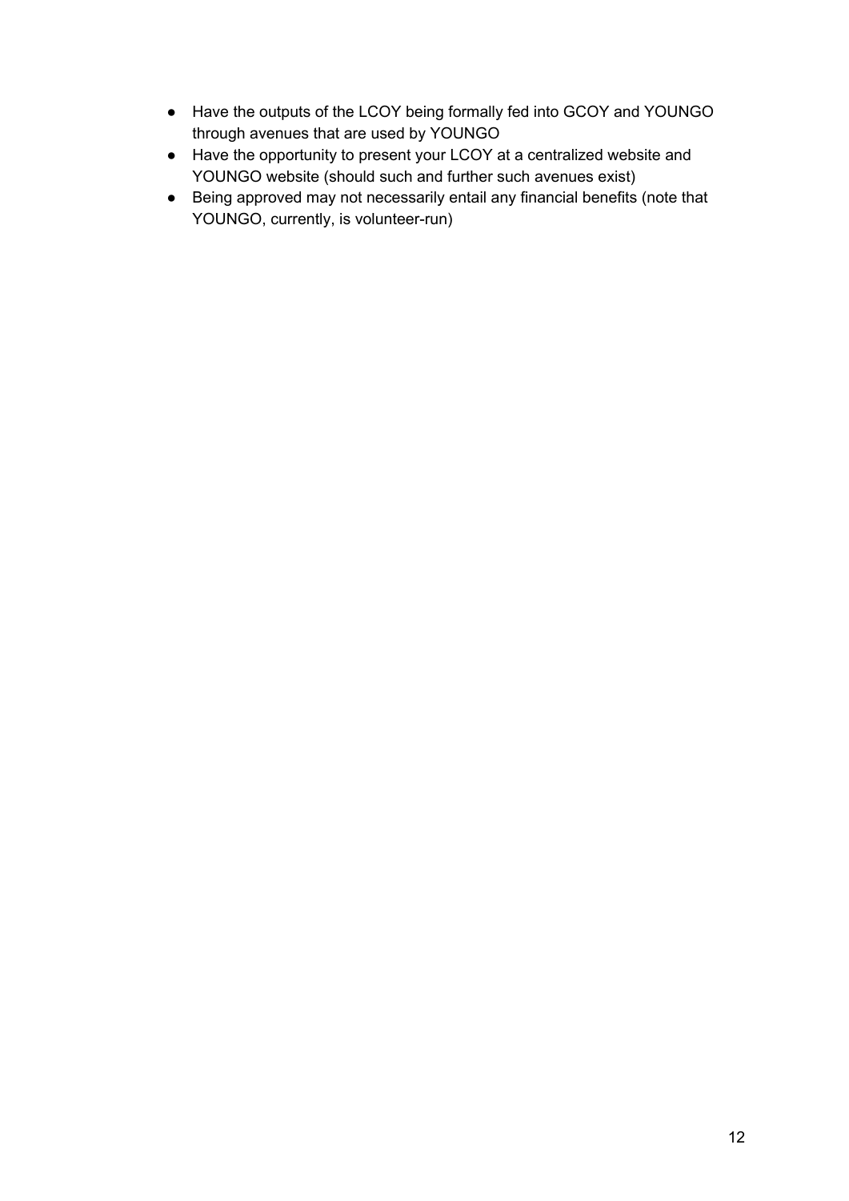- Have the outputs of the LCOY being formally fed into GCOY and YOUNGO through avenues that are used by YOUNGO
- Have the opportunity to present your LCOY at a centralized website and YOUNGO website (should such and further such avenues exist)
- Being approved may not necessarily entail any financial benefits (note that YOUNGO, currently, is volunteer-run)